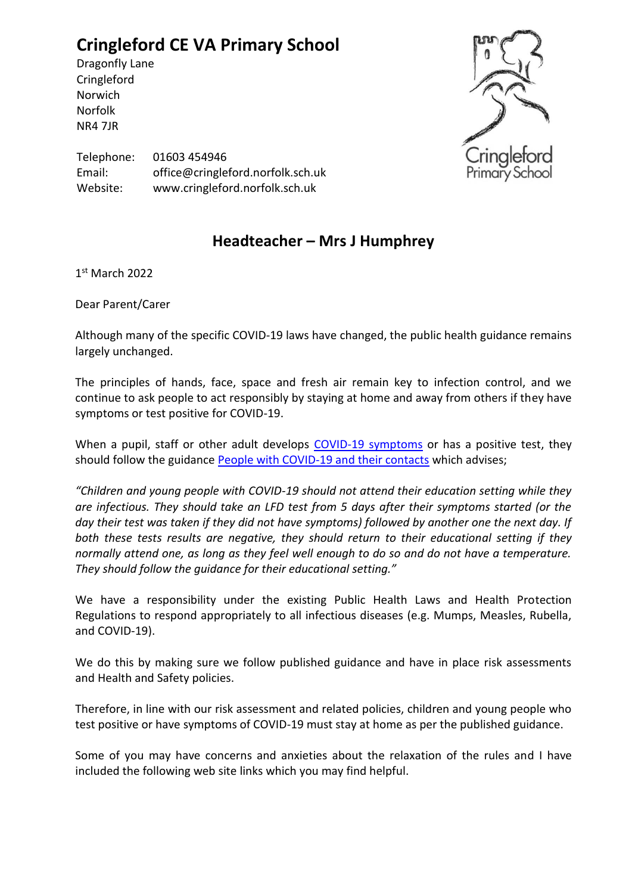# Cringleford CE VA Primary School

Dragonfly Lane
Cringleford
Norwich
Norfolk
NR4 7JR

Telephone: 01603 454946
Email: office@cringleford.norfolk.sch.uk
Website: www.cringleford.norfolk.sch.uk

## Headteacher – Mrs J Humphrey

1st March 2022

Dear Parent/Carer

Although many of the specific COVID-19 laws have changed, the public health guidance remains largely unchanged.

The principles of hands, face, space and fresh air remain key to infection control, and we continue to ask people to act responsibly by staying at home and away from others if they have symptoms or test positive for COVID-19.

When a pupil, staff or other adult develops COVID-19 symptoms or has a positive test, they should follow the guidance People with COVID-19 and their contacts which advises;

*"Children and young people with COVID-19 should not attend their education setting while they are infectious. They should take an LFD test from 5 days after their symptoms started (or the day their test was taken if they did not have symptoms) followed by another one the next day. If both these tests results are negative, they should return to their educational setting if they normally attend one, as long as they feel well enough to do so and do not have a temperature. They should follow the guidance for their educational setting."*

We have a responsibility under the existing Public Health Laws and Health Protection Regulations to respond appropriately to all infectious diseases (e.g. Mumps, Measles, Rubella, and COVID-19).

We do this by making sure we follow published guidance and have in place risk assessments and Health and Safety policies.

Therefore, in line with our risk assessment and related policies, children and young people who test positive or have symptoms of COVID-19 must stay at home as per the published guidance.

Some of you may have concerns and anxieties about the relaxation of the rules and I have included the following web site links which you may find helpful.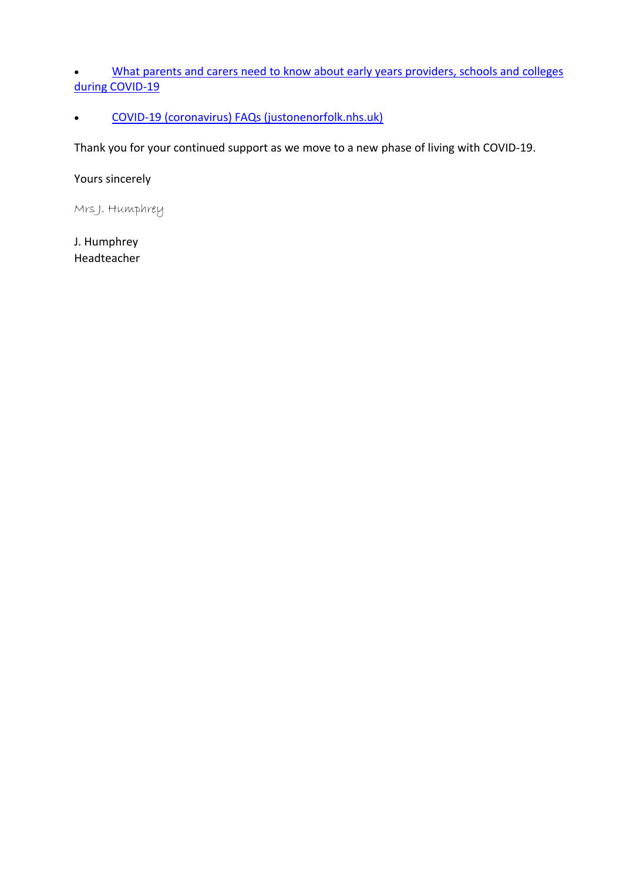- [What parents and carers need to know about early years providers, schools and colleges during COVID-19]()
- [COVID-19 (coronavirus) FAQs (justonenorfolk.nhs.uk)]()

Thank you for your continued support as we move to a new phase of living with COVID-19.

Yours sincerely

*Mrs J. Humphrey*

J. Humphrey
Headteacher